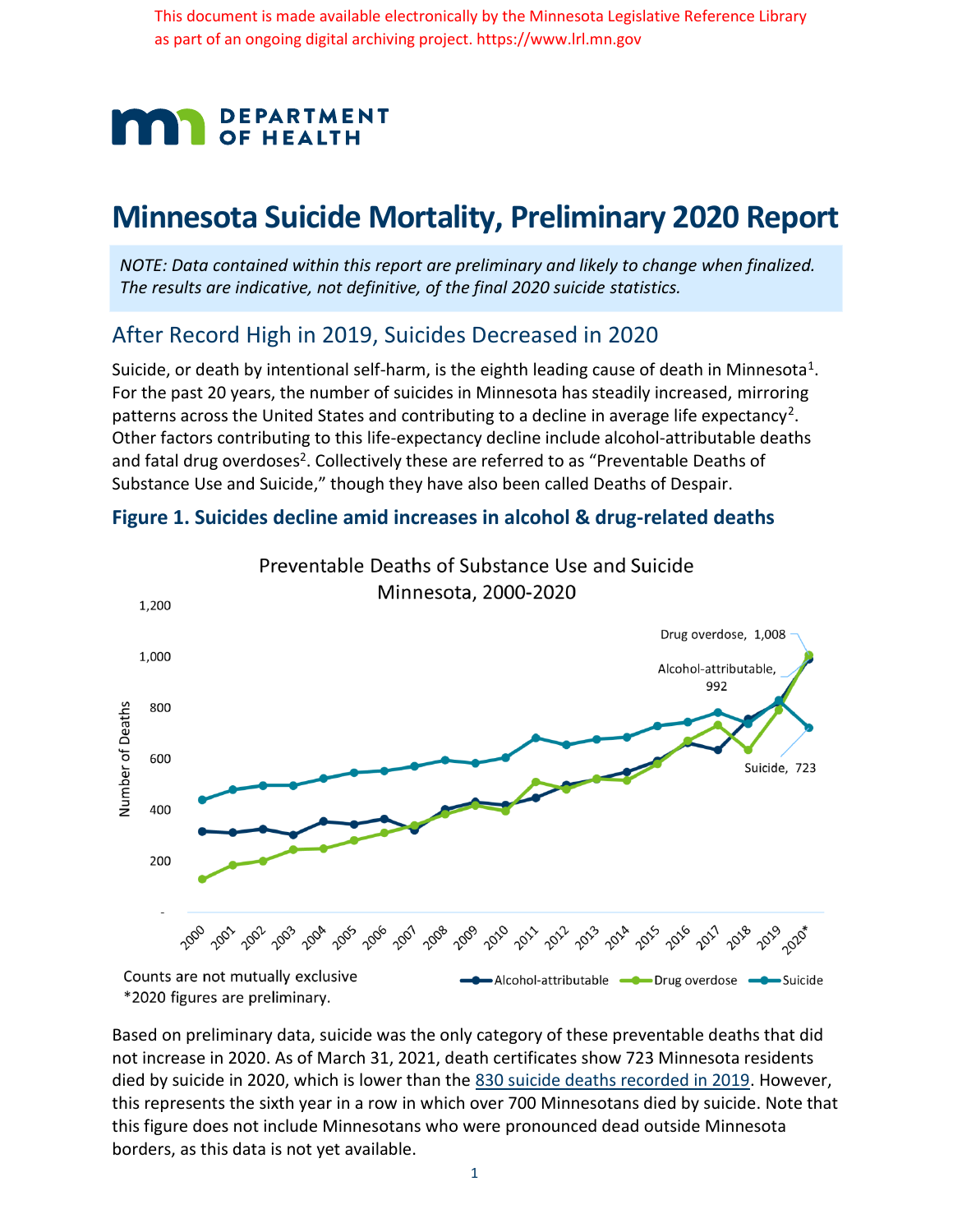This document is made available electronically by the Minnesota Legislative Reference Library as part of an ongoing digital archiving project. https://www.lrl.mn.gov

DEPARTMENT OF HEALTH

# Minnesota Suicide Mortality, Preliminary 2020 Report

*NOTE: Data contained within this report are preliminary and likely to change when finalized. The results are indicative, not definitive, of the final 2020 suicide statistics.*

## After Record High in 2019, Suicides Decreased in 2020

Suicide, or death by intentional self-harm, is the eighth leading cause of death in Minnesota[1]. For the past 20 years, the number of suicides in Minnesota has steadily increased, mirroring patterns across the United States and contributing to a decline in average life expectancy[2]. Other factors contributing to this life-expectancy decline include alcohol-attributable deaths and fatal drug overdoses[2]. Collectively these are referred to as "Preventable Deaths of Substance Use and Suicide," though they have also been called Deaths of Despair.

### Figure 1. Suicides decline amid increases in alcohol & drug-related deaths

Preventable Deaths of Substance Use and Suicide
Minnesota, 2000-2020

Drug overdose, 1,008
Alcohol-attributable, 992
Suicide, 723

Counts are not mutually exclusive
*2020 figures are preliminary.

Based on preliminary data, suicide was the only category of these preventable deaths that did not increase in 2020. As of March 31, 2021, death certificates show 723 Minnesota residents died by suicide in 2020, which is lower than the 830 suicide deaths recorded in 2019. However, this represents the sixth year in a row in which over 700 Minnesotans died by suicide. Note that this figure does not include Minnesotans who were pronounced dead outside Minnesota borders, as this data is not yet available.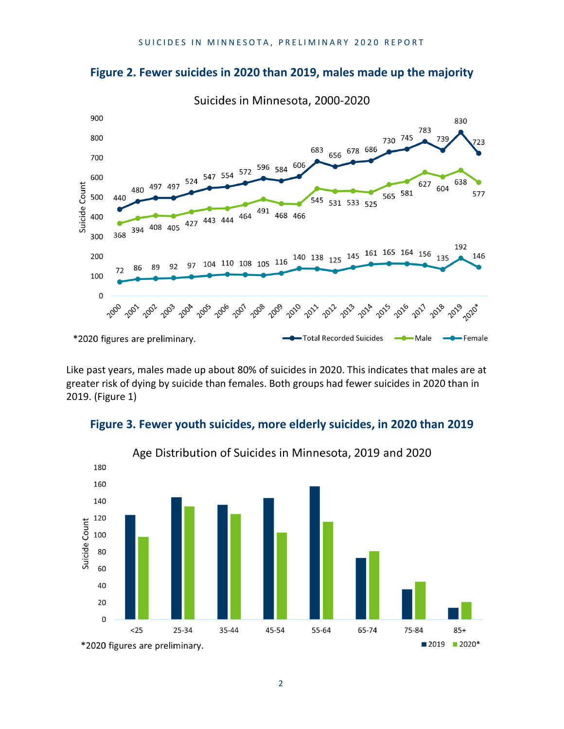## Figure 2. Fewer suicides in 2020 than 2019, males made up the majority

Suicides in Minnesota, 2000-2020

| Year | Total Recorded Suicides | Male | Female |
|---|---|---|---|
| 2000 | 440 | 368 | 72 |
| 2001 | 480 | 394 | 86 |
| 2002 | 497 | 408 | 89 |
| 2003 | 497 | 405 | 92 |
| 2004 | 524 | 427 | 97 |
| 2005 | 547 | 443 | 104 |
| 2006 | 554 | 444 | 110 |
| 2007 | 572 | 464 | 108 |
| 2008 | 596 | 491 | 105 |
| 2009 | 584 | 468 | 116 |
| 2010 | 606 | 466 | 140 |
| 2011 | 683 | 545 | 138 |
| 2012 | 656 | 531 | 125 |
| 2013 | 678 | 533 | 145 |
| 2014 | 686 | 525 | 161 |
| 2015 | 730 | 565 | 165 |
| 2016 | 745 | 581 | 164 |
| 2017 | 783 | 627 | 156 |
| 2018 | 739 | 604 | 135 |
| 2019 | 830 | 638 | 192 |
| 2020* | 723 | 577 | 146 |

*2020 figures are preliminary.

Like past years, males made up about 80% of suicides in 2020. This indicates that males are at greater risk of dying by suicide than females. Both groups had fewer suicides in 2020 than in 2019. (Figure 1)

## Figure 3. Fewer youth suicides, more elderly suicides, in 2020 than 2019

Age Distribution of Suicides in Minnesota, 2019 and 2020

Age groups: <25, 25-34, 35-44, 45-54, 55-64, 65-74, 75-84, 85+ (Suicide Count; 2019, 2020*)

*2020 figures are preliminary.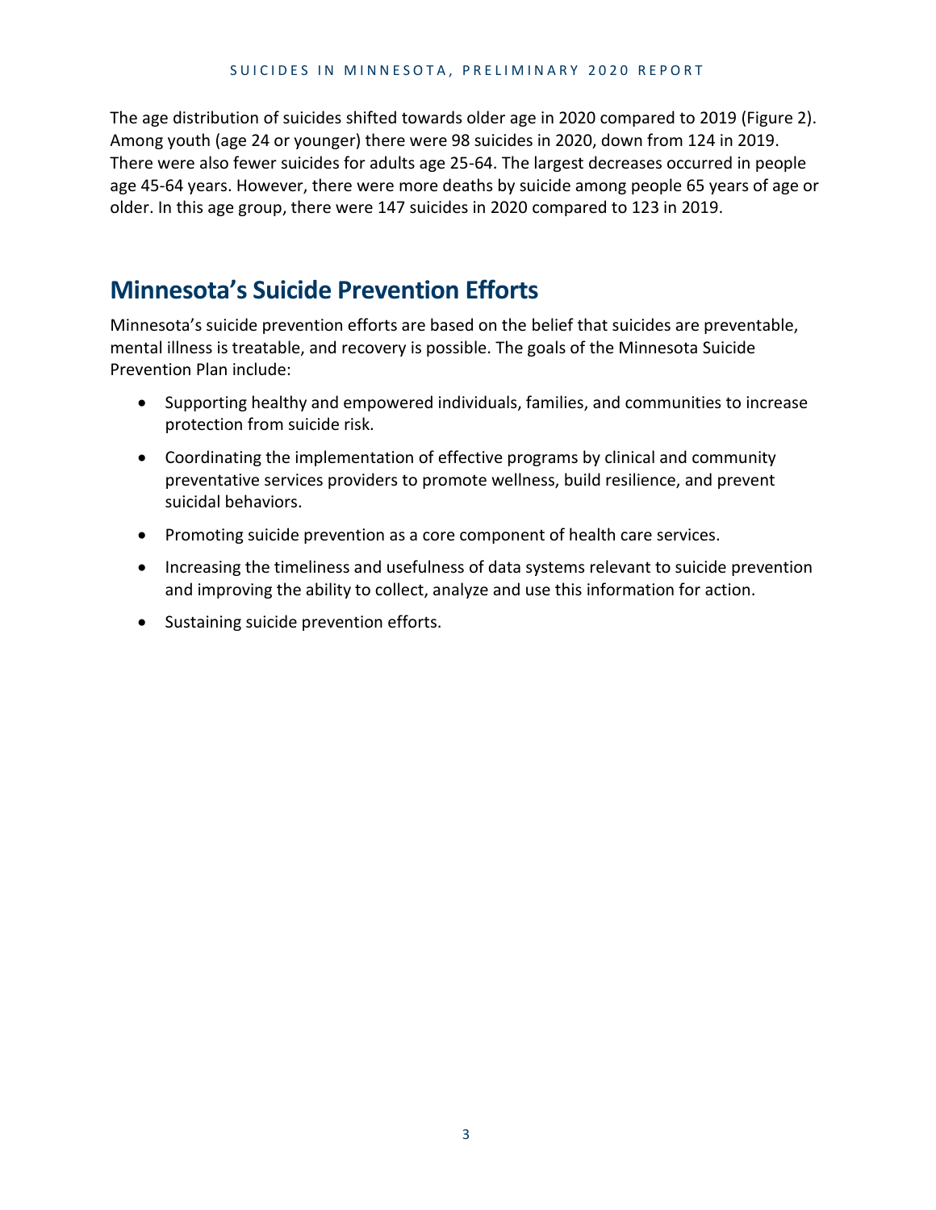The age distribution of suicides shifted towards older age in 2020 compared to 2019 (Figure 2). Among youth (age 24 or younger) there were 98 suicides in 2020, down from 124 in 2019. There were also fewer suicides for adults age 25-64. The largest decreases occurred in people age 45-64 years. However, there were more deaths by suicide among people 65 years of age or older. In this age group, there were 147 suicides in 2020 compared to 123 in 2019.

## Minnesota's Suicide Prevention Efforts

Minnesota's suicide prevention efforts are based on the belief that suicides are preventable, mental illness is treatable, and recovery is possible. The goals of the Minnesota Suicide Prevention Plan include:

- Supporting healthy and empowered individuals, families, and communities to increase protection from suicide risk.
- Coordinating the implementation of effective programs by clinical and community preventative services providers to promote wellness, build resilience, and prevent suicidal behaviors.
- Promoting suicide prevention as a core component of health care services.
- Increasing the timeliness and usefulness of data systems relevant to suicide prevention and improving the ability to collect, analyze and use this information for action.
- Sustaining suicide prevention efforts.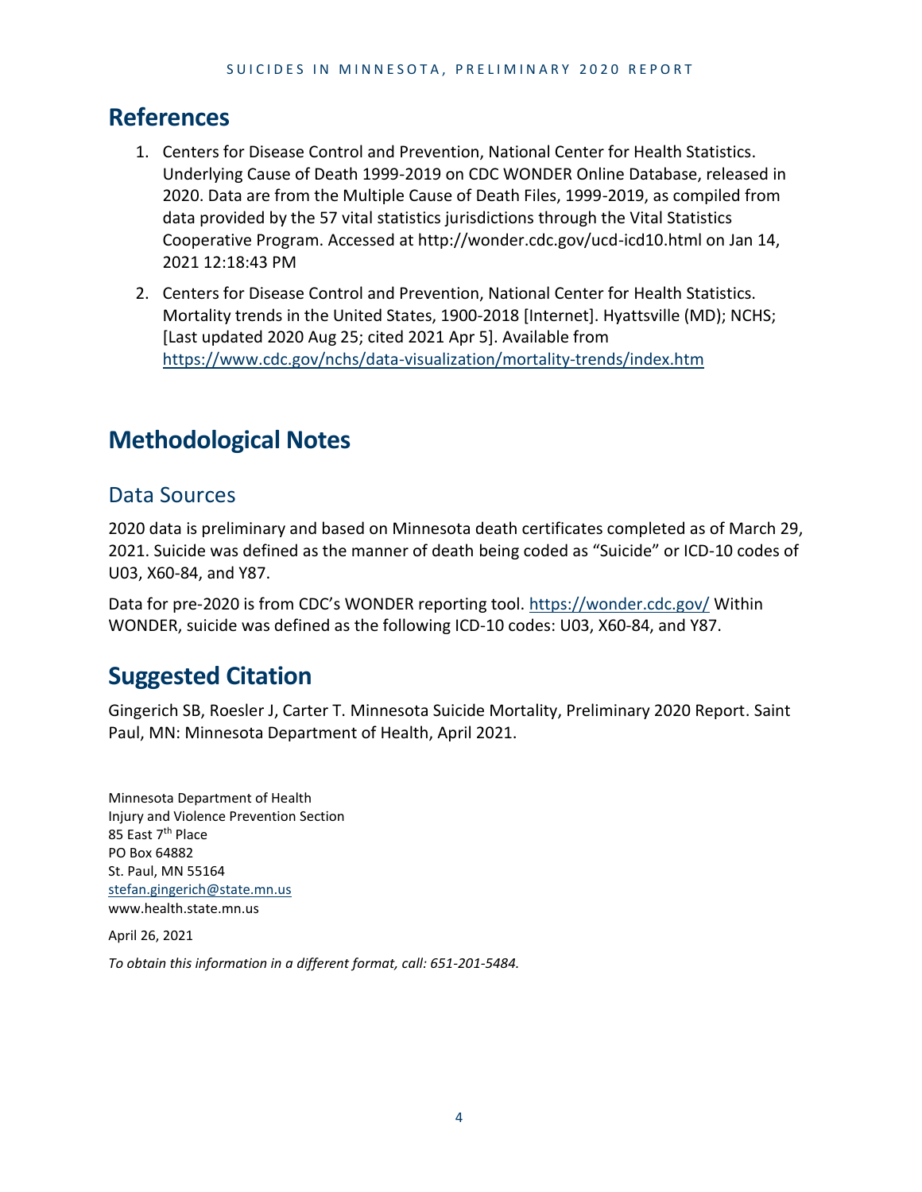## References

1. Centers for Disease Control and Prevention, National Center for Health Statistics. Underlying Cause of Death 1999-2019 on CDC WONDER Online Database, released in 2020. Data are from the Multiple Cause of Death Files, 1999-2019, as compiled from data provided by the 57 vital statistics jurisdictions through the Vital Statistics Cooperative Program. Accessed at http://wonder.cdc.gov/ucd-icd10.html on Jan 14, 2021 12:18:43 PM
2. Centers for Disease Control and Prevention, National Center for Health Statistics. Mortality trends in the United States, 1900-2018 [Internet]. Hyattsville (MD); NCHS; [Last updated 2020 Aug 25; cited 2021 Apr 5]. Available from https://www.cdc.gov/nchs/data-visualization/mortality-trends/index.htm

## Methodological Notes

### Data Sources

2020 data is preliminary and based on Minnesota death certificates completed as of March 29, 2021. Suicide was defined as the manner of death being coded as "Suicide" or ICD-10 codes of U03, X60-84, and Y87.

Data for pre-2020 is from CDC's WONDER reporting tool. https://wonder.cdc.gov/ Within WONDER, suicide was defined as the following ICD-10 codes: U03, X60-84, and Y87.

## Suggested Citation

Gingerich SB, Roesler J, Carter T. Minnesota Suicide Mortality, Preliminary 2020 Report. Saint Paul, MN: Minnesota Department of Health, April 2021.

Minnesota Department of Health
Injury and Violence Prevention Section
85 East 7th Place
PO Box 64882
St. Paul, MN 55164
stefan.gingerich@state.mn.us
www.health.state.mn.us

April 26, 2021

*To obtain this information in a different format, call: 651-201-5484.*